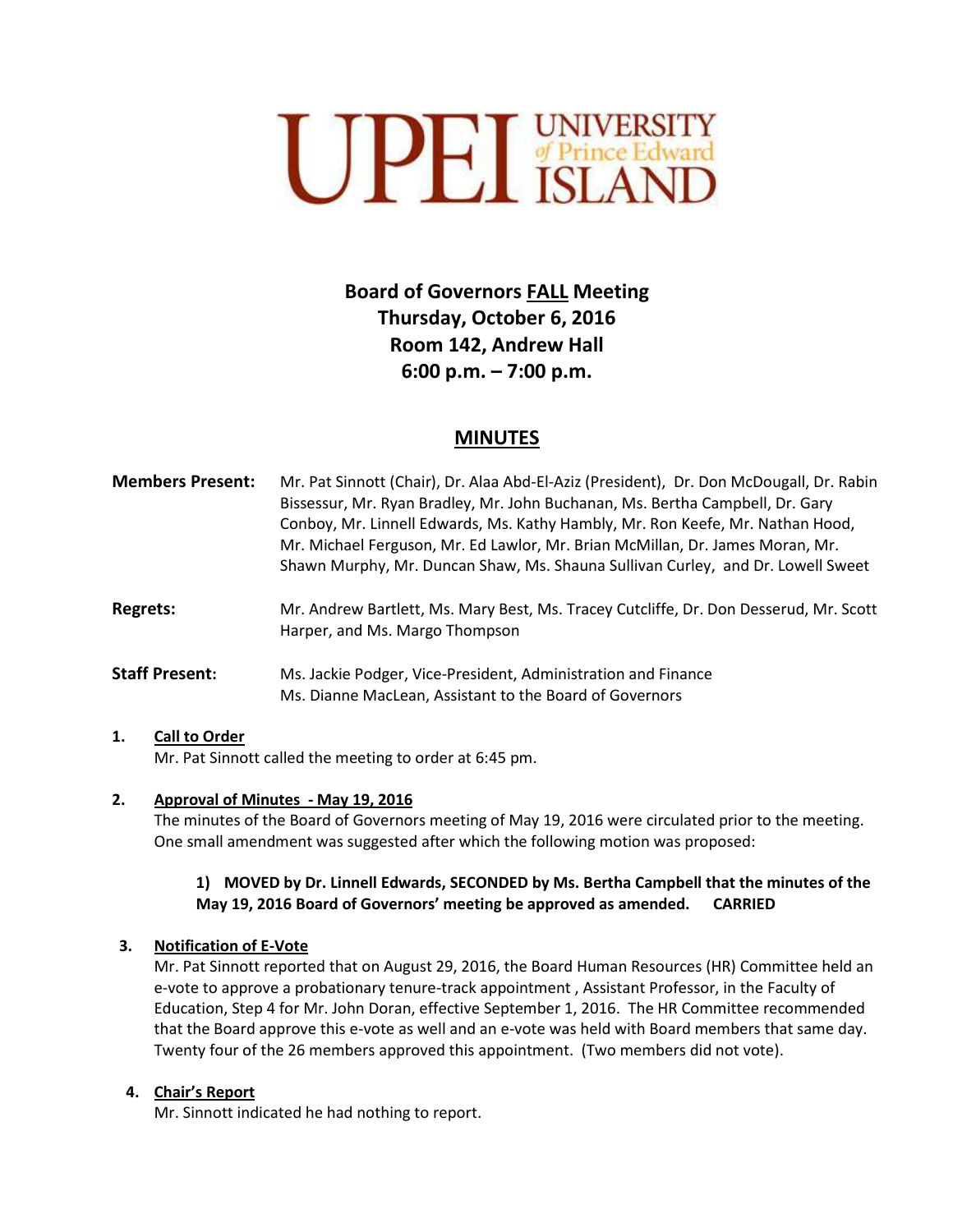UPEI UNIVERSITY of Prince Edward ISLAND

# Board of Governors FALL Meeting
## Thursday, October 6, 2016
## Room 142, Andrew Hall
## 6:00 p.m. – 7:00 p.m.

## MINUTES

**Members Present:** Mr. Pat Sinnott (Chair), Dr. Alaa Abd-El-Aziz (President), Dr. Don McDougall, Dr. Rabin Bissessur, Mr. Ryan Bradley, Mr. John Buchanan, Ms. Bertha Campbell, Dr. Gary Conboy, Mr. Linnell Edwards, Ms. Kathy Hambly, Mr. Ron Keefe, Mr. Nathan Hood, Mr. Michael Ferguson, Mr. Ed Lawlor, Mr. Brian McMillan, Dr. James Moran, Mr. Shawn Murphy, Mr. Duncan Shaw, Ms. Shauna Sullivan Curley, and Dr. Lowell Sweet

**Regrets:** Mr. Andrew Bartlett, Ms. Mary Best, Ms. Tracey Cutcliffe, Dr. Don Desserud, Mr. Scott Harper, and Ms. Margo Thompson

**Staff Present:** Ms. Jackie Podger, Vice-President, Administration and Finance
Ms. Dianne MacLean, Assistant to the Board of Governors

**1. Call to Order**

Mr. Pat Sinnott called the meeting to order at 6:45 pm.

**2. Approval of Minutes - May 19, 2016**

The minutes of the Board of Governors meeting of May 19, 2016 were circulated prior to the meeting. One small amendment was suggested after which the following motion was proposed:

> **1) MOVED by Dr. Linnell Edwards, SECONDED by Ms. Bertha Campbell that the minutes of the May 19, 2016 Board of Governors' meeting be approved as amended. CARRIED**

**3. Notification of E-Vote**

Mr. Pat Sinnott reported that on August 29, 2016, the Board Human Resources (HR) Committee held an e-vote to approve a probationary tenure-track appointment , Assistant Professor, in the Faculty of Education, Step 4 for Mr. John Doran, effective September 1, 2016. The HR Committee recommended that the Board approve this e-vote as well and an e-vote was held with Board members that same day. Twenty four of the 26 members approved this appointment. (Two members did not vote).

**4. Chair's Report**

Mr. Sinnott indicated he had nothing to report.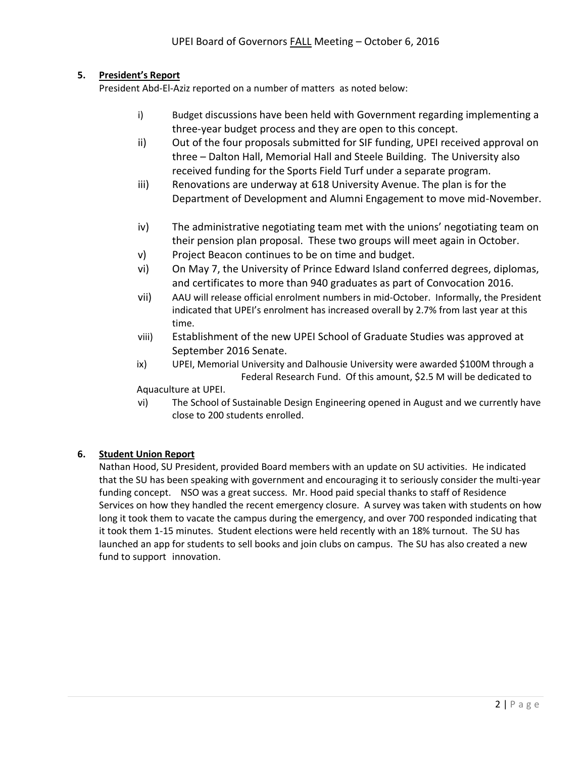### 5. President's Report

President Abd-El-Aziz reported on a number of matters as noted below:

i) Budget discussions have been held with Government regarding implementing a three-year budget process and they are open to this concept.

ii) Out of the four proposals submitted for SIF funding, UPEI received approval on three – Dalton Hall, Memorial Hall and Steele Building. The University also received funding for the Sports Field Turf under a separate program.

iii) Renovations are underway at 618 University Avenue. The plan is for the Department of Development and Alumni Engagement to move mid-November.

iv) The administrative negotiating team met with the unions' negotiating team on their pension plan proposal. These two groups will meet again in October.

v) Project Beacon continues to be on time and budget.

vi) On May 7, the University of Prince Edward Island conferred degrees, diplomas, and certificates to more than 940 graduates as part of Convocation 2016.

vii) AAU will release official enrolment numbers in mid-October. Informally, the President indicated that UPEI's enrolment has increased overall by 2.7% from last year at this time.

viii) Establishment of the new UPEI School of Graduate Studies was approved at September 2016 Senate.

ix) UPEI, Memorial University and Dalhousie University were awarded $100M through a Federal Research Fund. Of this amount, $2.5 M will be dedicated to Aquaculture at UPEI.

vi) The School of Sustainable Design Engineering opened in August and we currently have close to 200 students enrolled.

### 6. Student Union Report

Nathan Hood, SU President, provided Board members with an update on SU activities. He indicated that the SU has been speaking with government and encouraging it to seriously consider the multi-year funding concept. NSO was a great success. Mr. Hood paid special thanks to staff of Residence Services on how they handled the recent emergency closure. A survey was taken with students on how long it took them to vacate the campus during the emergency, and over 700 responded indicating that it took them 1-15 minutes. Student elections were held recently with an 18% turnout. The SU has launched an app for students to sell books and join clubs on campus. The SU has also created a new fund to support innovation.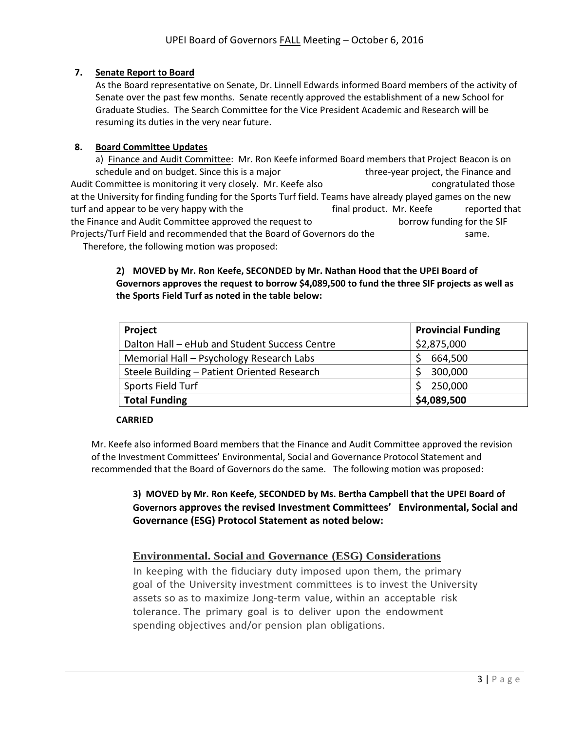## 7. Senate Report to Board

As the Board representative on Senate, Dr. Linnell Edwards informed Board members of the activity of Senate over the past few months. Senate recently approved the establishment of a new School for Graduate Studies. The Search Committee for the Vice President Academic and Research will be resuming its duties in the very near future.

## 8. Board Committee Updates

a) Finance and Audit Committee: Mr. Ron Keefe informed Board members that Project Beacon is on schedule and on budget. Since this is a major three-year project, the Finance and Audit Committee is monitoring it very closely. Mr. Keefe also congratulated those at the University for finding funding for the Sports Turf field. Teams have already played games on the new turf and appear to be very happy with the final product. Mr. Keefe reported that the Finance and Audit Committee approved the request to borrow funding for the SIF Projects/Turf Field and recommended that the Board of Governors do the same.

Therefore, the following motion was proposed:

**2) MOVED by Mr. Ron Keefe, SECONDED by Mr. Nathan Hood that the UPEI Board of Governors approves the request to borrow $4,089,500 to fund the three SIF projects as well as the Sports Field Turf as noted in the table below:**

| Project | Provincial Funding |
|---|---|
| Dalton Hall – eHub and Student Success Centre | $2,875,000 |
| Memorial Hall – Psychology Research Labs | $ 664,500 |
| Steele Building – Patient Oriented Research | $ 300,000 |
| Sports Field Turf | $ 250,000 |
| **Total Funding** | **$4,089,500** |

**CARRIED**

Mr. Keefe also informed Board members that the Finance and Audit Committee approved the revision of the Investment Committees' Environmental, Social and Governance Protocol Statement and recommended that the Board of Governors do the same. The following motion was proposed:

**3) MOVED by Mr. Ron Keefe, SECONDED by Ms. Bertha Campbell that the UPEI Board of Governors approves the revised Investment Committees' Environmental, Social and Governance (ESG) Protocol Statement as noted below:**

### Environmental. Social and Governance (ESG) Considerations

In keeping with the fiduciary duty imposed upon them, the primary goal of the University investment committees is to invest the University assets so as to maximize Jong-term value, within an acceptable risk tolerance. The primary goal is to deliver upon the endowment spending objectives and/or pension plan obligations.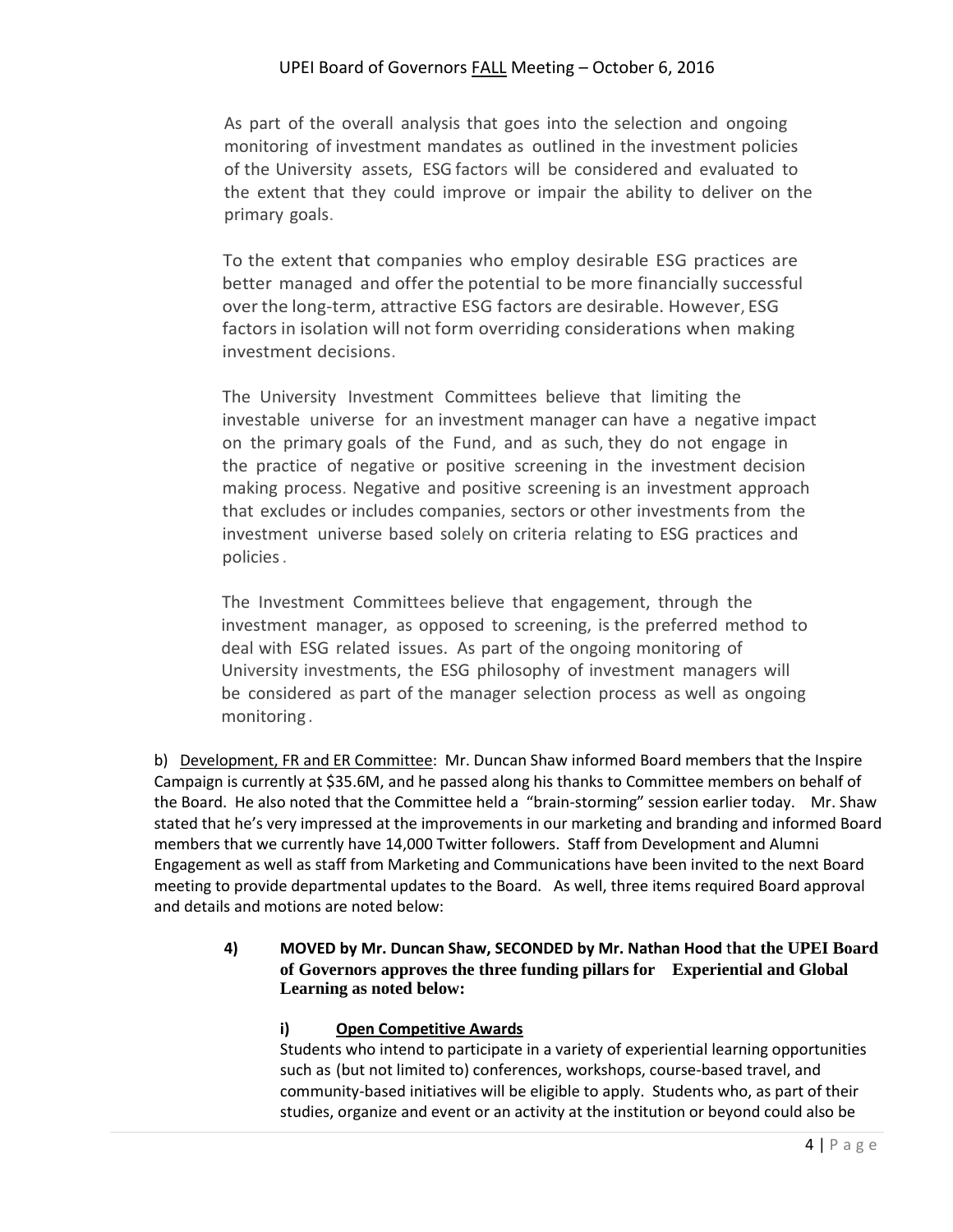As part of the overall analysis that goes into the selection and ongoing monitoring of investment mandates as outlined in the investment policies of the University assets, ESG factors will be considered and evaluated to the extent that they could improve or impair the ability to deliver on the primary goals.

To the extent that companies who employ desirable ESG practices are better managed and offer the potential to be more financially successful over the long-term, attractive ESG factors are desirable. However, ESG factors in isolation will not form overriding considerations when making investment decisions.

The University Investment Committees believe that limiting the investable universe for an investment manager can have a negative impact on the primary goals of the Fund, and as such, they do not engage in the practice of negative or positive screening in the investment decision making process. Negative and positive screening is an investment approach that excludes or includes companies, sectors or other investments from the investment universe based solely on criteria relating to ESG practices and policies.

The Investment Committees believe that engagement, through the investment manager, as opposed to screening, is the preferred method to deal with ESG related issues. As part of the ongoing monitoring of University investments, the ESG philosophy of investment managers will be considered as part of the manager selection process as well as ongoing monitoring.

b) Development, FR and ER Committee: Mr. Duncan Shaw informed Board members that the Inspire Campaign is currently at $35.6M, and he passed along his thanks to Committee members on behalf of the Board. He also noted that the Committee held a "brain-storming" session earlier today. Mr. Shaw stated that he's very impressed at the improvements in our marketing and branding and informed Board members that we currently have 14,000 Twitter followers. Staff from Development and Alumni Engagement as well as staff from Marketing and Communications have been invited to the next Board meeting to provide departmental updates to the Board. As well, three items required Board approval and details and motions are noted below:

**4) MOVED by Mr. Duncan Shaw, SECONDED by Mr. Nathan Hood that the UPEI Board of Governors approves the three funding pillars for Experiential and Global Learning as noted below:**

**i) Open Competitive Awards**

Students who intend to participate in a variety of experiential learning opportunities such as (but not limited to) conferences, workshops, course-based travel, and community-based initiatives will be eligible to apply. Students who, as part of their studies, organize and event or an activity at the institution or beyond could also be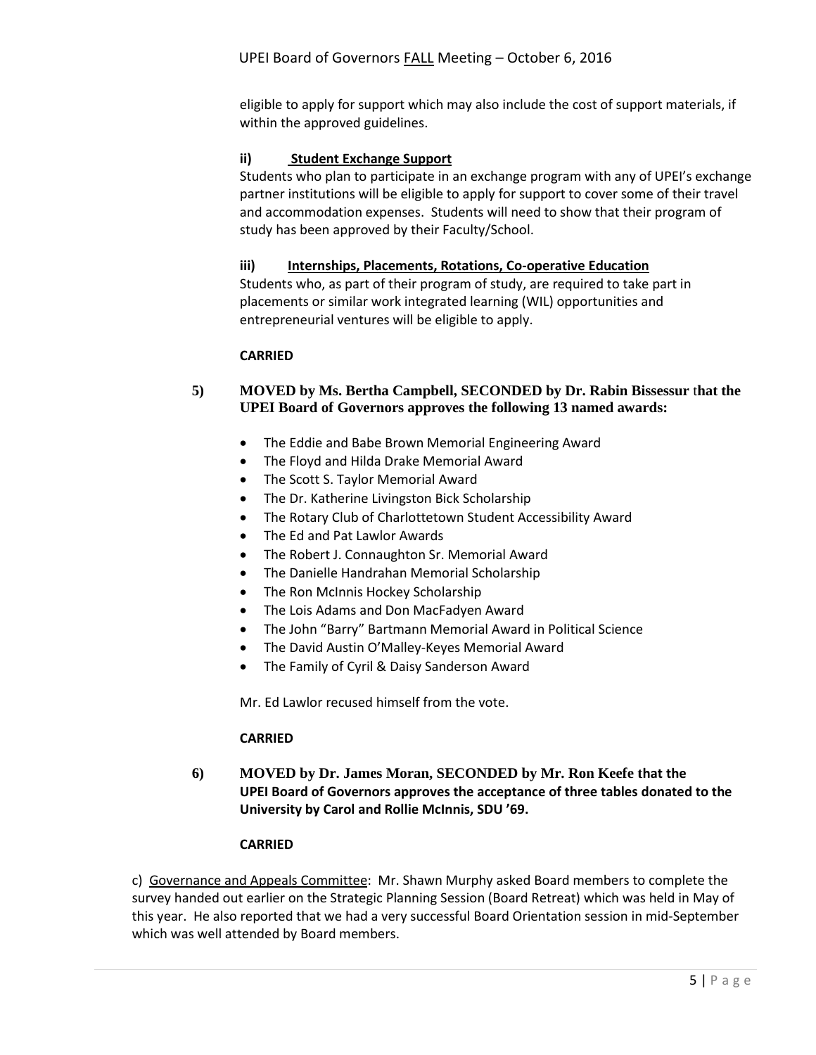eligible to apply for support which may also include the cost of support materials, if within the approved guidelines.

**ii) Student Exchange Support**

Students who plan to participate in an exchange program with any of UPEI's exchange partner institutions will be eligible to apply for support to cover some of their travel and accommodation expenses. Students will need to show that their program of study has been approved by their Faculty/School.

**iii) Internships, Placements, Rotations, Co-operative Education**

Students who, as part of their program of study, are required to take part in placements or similar work integrated learning (WIL) opportunities and entrepreneurial ventures will be eligible to apply.

**CARRIED**

**5) MOVED by Ms. Bertha Campbell, SECONDED by Dr. Rabin Bissessur that the UPEI Board of Governors approves the following 13 named awards:**

- The Eddie and Babe Brown Memorial Engineering Award
- The Floyd and Hilda Drake Memorial Award
- The Scott S. Taylor Memorial Award
- The Dr. Katherine Livingston Bick Scholarship
- The Rotary Club of Charlottetown Student Accessibility Award
- The Ed and Pat Lawlor Awards
- The Robert J. Connaughton Sr. Memorial Award
- The Danielle Handrahan Memorial Scholarship
- The Ron McInnis Hockey Scholarship
- The Lois Adams and Don MacFadyen Award
- The John "Barry" Bartmann Memorial Award in Political Science
- The David Austin O'Malley-Keyes Memorial Award
- The Family of Cyril & Daisy Sanderson Award

Mr. Ed Lawlor recused himself from the vote.

**CARRIED**

**6) MOVED by Dr. James Moran, SECONDED by Mr. Ron Keefe that the UPEI Board of Governors approves the acceptance of three tables donated to the University by Carol and Rollie McInnis, SDU '69.**

**CARRIED**

c) Governance and Appeals Committee: Mr. Shawn Murphy asked Board members to complete the survey handed out earlier on the Strategic Planning Session (Board Retreat) which was held in May of this year. He also reported that we had a very successful Board Orientation session in mid-September which was well attended by Board members.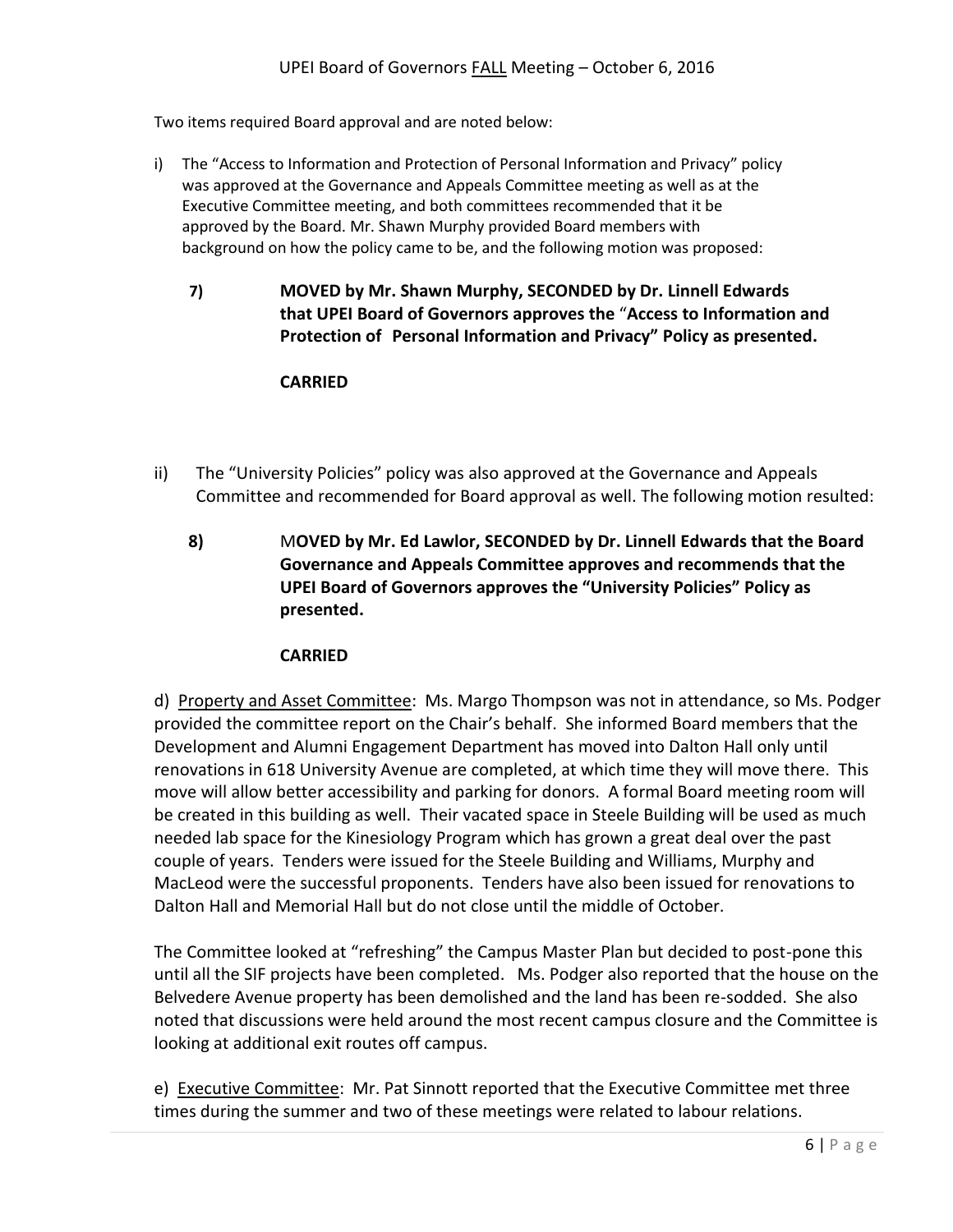Two items required Board approval and are noted below:

i) The "Access to Information and Protection of Personal Information and Privacy" policy was approved at the Governance and Appeals Committee meeting as well as at the Executive Committee meeting, and both committees recommended that it be approved by the Board. Mr. Shawn Murphy provided Board members with background on how the policy came to be, and the following motion was proposed:

**7) MOVED by Mr. Shawn Murphy, SECONDED by Dr. Linnell Edwards that UPEI Board of Governors approves the "Access to Information and Protection of Personal Information and Privacy" Policy as presented.**

**CARRIED**

ii) The "University Policies" policy was also approved at the Governance and Appeals Committee and recommended for Board approval as well. The following motion resulted:

**8) MOVED by Mr. Ed Lawlor, SECONDED by Dr. Linnell Edwards that the Board Governance and Appeals Committee approves and recommends that the UPEI Board of Governors approves the "University Policies" Policy as presented.**

**CARRIED**

d) Property and Asset Committee: Ms. Margo Thompson was not in attendance, so Ms. Podger provided the committee report on the Chair's behalf. She informed Board members that the Development and Alumni Engagement Department has moved into Dalton Hall only until renovations in 618 University Avenue are completed, at which time they will move there. This move will allow better accessibility and parking for donors. A formal Board meeting room will be created in this building as well. Their vacated space in Steele Building will be used as much needed lab space for the Kinesiology Program which has grown a great deal over the past couple of years. Tenders were issued for the Steele Building and Williams, Murphy and MacLeod were the successful proponents. Tenders have also been issued for renovations to Dalton Hall and Memorial Hall but do not close until the middle of October.

The Committee looked at "refreshing" the Campus Master Plan but decided to post-pone this until all the SIF projects have been completed. Ms. Podger also reported that the house on the Belvedere Avenue property has been demolished and the land has been re-sodded. She also noted that discussions were held around the most recent campus closure and the Committee is looking at additional exit routes off campus.

e) Executive Committee: Mr. Pat Sinnott reported that the Executive Committee met three times during the summer and two of these meetings were related to labour relations.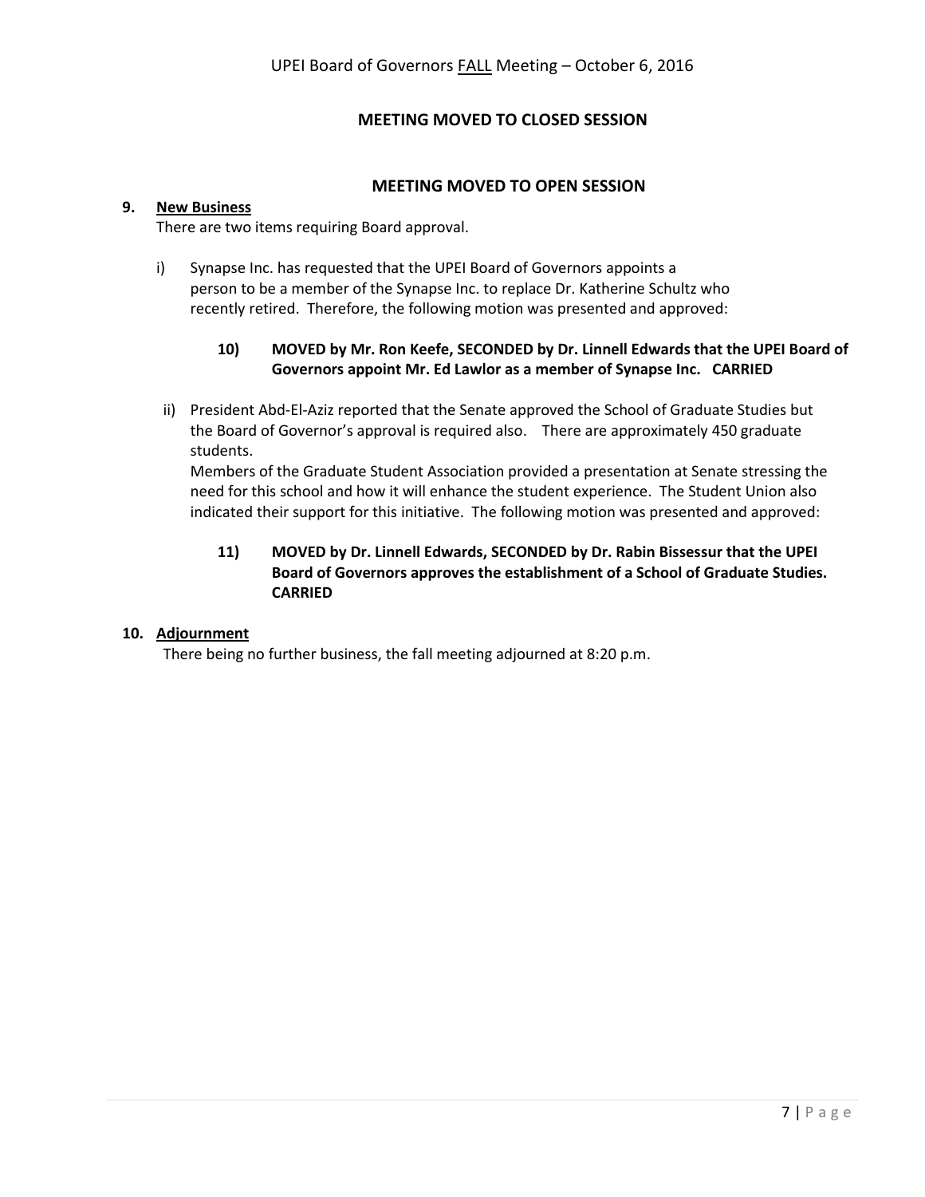**MEETING MOVED TO CLOSED SESSION**

**MEETING MOVED TO OPEN SESSION**

**9. New Business**

There are two items requiring Board approval.

i) Synapse Inc. has requested that the UPEI Board of Governors appoints a person to be a member of the Synapse Inc. to replace Dr. Katherine Schultz who recently retired. Therefore, the following motion was presented and approved:

> **10) MOVED by Mr. Ron Keefe, SECONDED by Dr. Linnell Edwards that the UPEI Board of Governors appoint Mr. Ed Lawlor as a member of Synapse Inc. CARRIED**

ii) President Abd-El-Aziz reported that the Senate approved the School of Graduate Studies but the Board of Governor's approval is required also. There are approximately 450 graduate students.

Members of the Graduate Student Association provided a presentation at Senate stressing the need for this school and how it will enhance the student experience. The Student Union also indicated their support for this initiative. The following motion was presented and approved:

> **11) MOVED by Dr. Linnell Edwards, SECONDED by Dr. Rabin Bissessur that the UPEI Board of Governors approves the establishment of a School of Graduate Studies. CARRIED**

**10. Adjournment**

There being no further business, the fall meeting adjourned at 8:20 p.m.